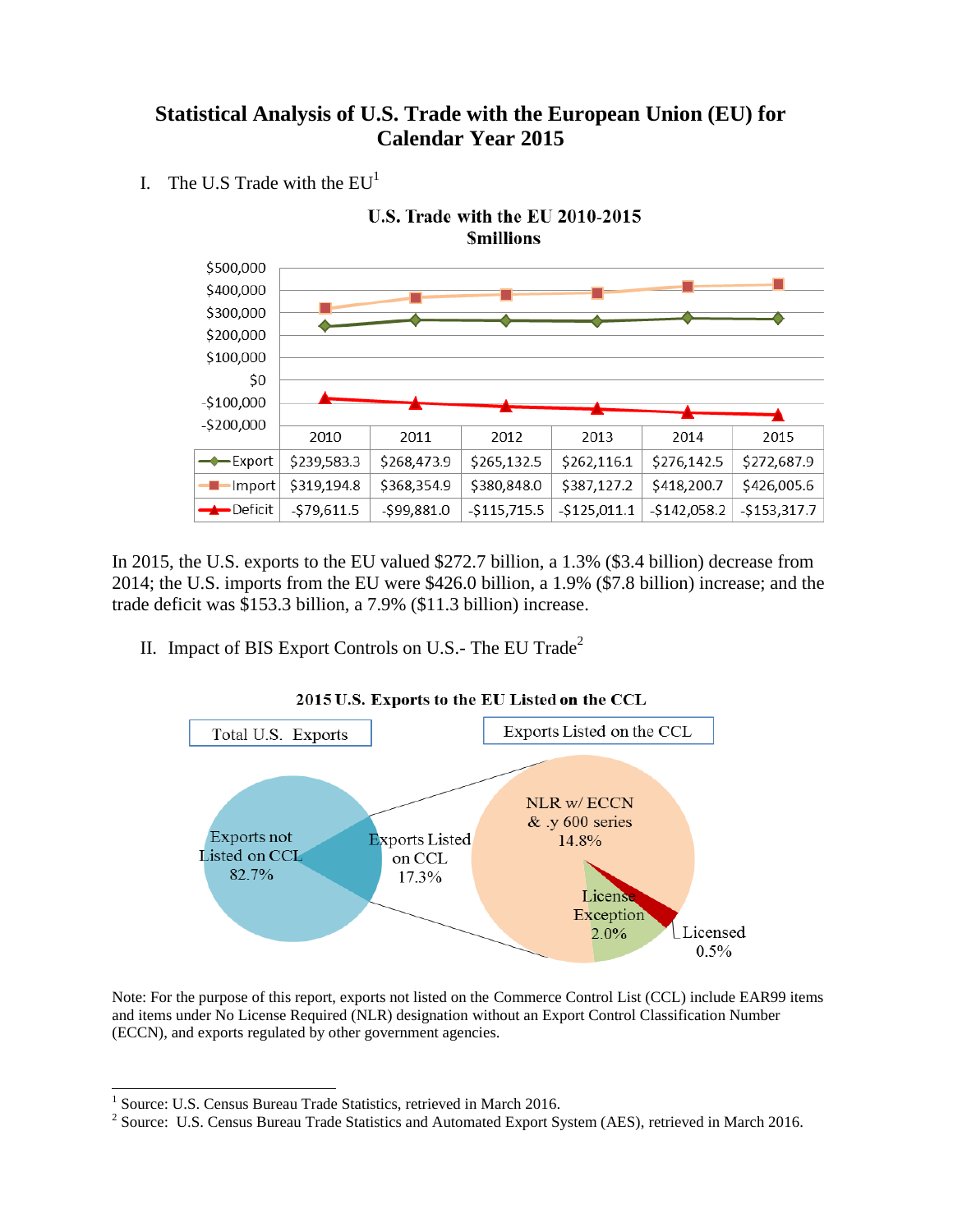# Statistical Analysis of U.S. Trade with the European Union (EU) for Calendar Year 2015

I. The U.S Trade with the EU[1]

**U.S. Trade with the EU 2010-2015**
**$millions**

| | 2010 | 2011 | 2012 | 2013 | 2014 | 2015 |
|---|---|---|---|---|---|---|
| Export | $239,583.3 | $268,473.9 | $265,132.5 | $262,116.1 | $276,142.5 | $272,687.9 |
| Import | $319,194.8 | $368,354.9 | $380,848.0 | $387,127.2 | $418,200.7 | $426,005.6 |
| Deficit | -$79,611.5 | -$99,881.0 | -$115,715.5 | -$125,011.1 | -$142,058.2 | -$153,317.7 |

In 2015, the U.S. exports to the EU valued $272.7 billion, a 1.3% ($3.4 billion) decrease from 2014; the U.S. imports from the EU were $426.0 billion, a 1.9% ($7.8 billion) increase; and the trade deficit was $153.3 billion, a 7.9% ($11.3 billion) increase.

II. Impact of BIS Export Controls on U.S.- The EU Trade[2]

**2015 U.S. Exports to the EU Listed on the CCL**

Total U.S. Exports:

- Exports not Listed on CCL 82.7%
- Exports Listed on CCL 17.3%

Exports Listed on the CCL:

- NLR w/ ECCN & .y 600 series 14.8%
- License Exception 2.0%
- Licensed 0.5%

Note: For the purpose of this report, exports not listed on the Commerce Control List (CCL) include EAR99 items and items under No License Required (NLR) designation without an Export Control Classification Number (ECCN), and exports regulated by other government agencies.

---

[1] Source: U.S. Census Bureau Trade Statistics, retrieved in March 2016.

[2] Source: U.S. Census Bureau Trade Statistics and Automated Export System (AES), retrieved in March 2016.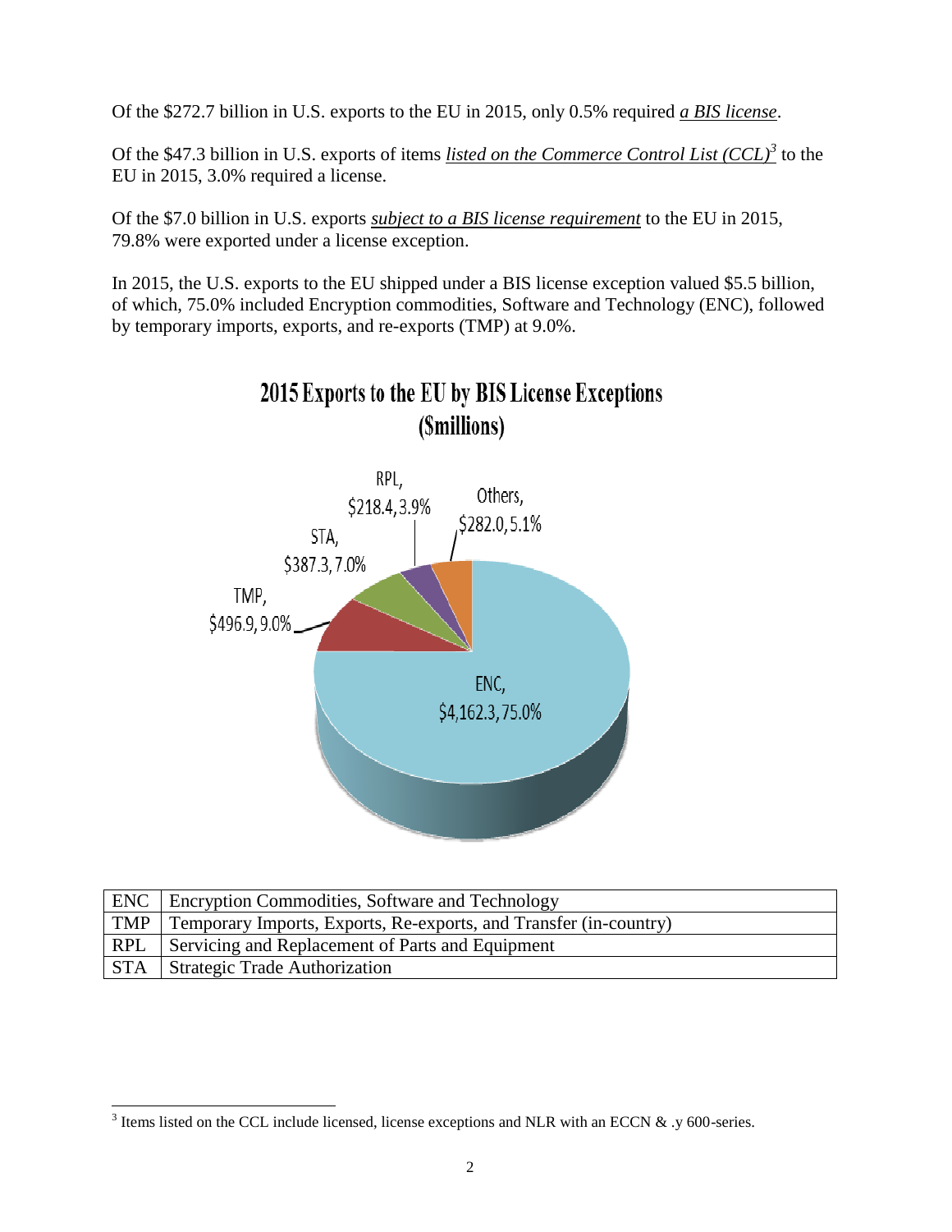Of the $272.7 billion in U.S. exports to the EU in 2015, only 0.5% required ***a BIS license***.

Of the $47.3 billion in U.S. exports of items *listed on the Commerce Control List (CCL)*[3] to the EU in 2015, 3.0% required a license.

Of the $7.0 billion in U.S. exports *subject to a BIS license requirement* to the EU in 2015, 79.8% were exported under a license exception.

In 2015, the U.S. exports to the EU shipped under a BIS license exception valued $5.5 billion, of which, 75.0% included Encryption commodities, Software and Technology (ENC), followed by temporary imports, exports, and re-exports (TMP) at 9.0%.

**2015 Exports to the EU by BIS License Exceptions ($millions)**

| License Exception | Value ($millions) | Share |
|---|---|---|
| ENC | $4,162.3 | 75.0% |
| TMP | $496.9 | 9.0% |
| STA | $387.3 | 7.0% |
| RPL | $218.4 | 3.9% |
| Others | $282.0 | 5.1% |

| | |
|---|---|
| ENC | Encryption Commodities, Software and Technology |
| TMP | Temporary Imports, Re-exports, and Transfer (in-country) |
| RPL | Servicing and Replacement of Parts and Equipment |
| STA | Strategic Trade Authorization |

[3] Items listed on the CCL include licensed, license exceptions and NLR with an ECCN & .y 600-series.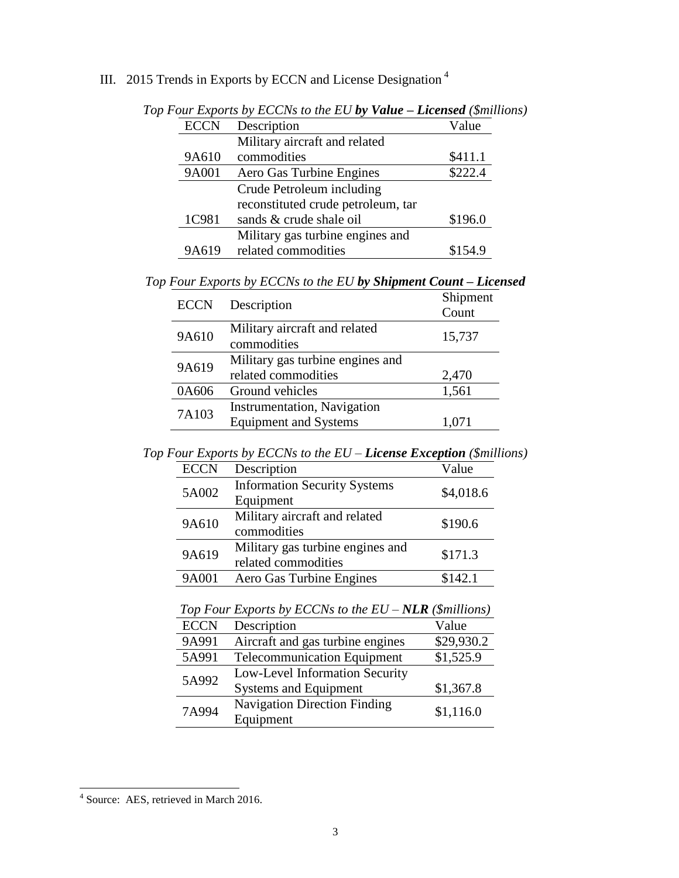## III. 2015 Trends in Exports by ECCN and License Designation [4]

*Top Four Exports by ECCNs to the EU* ***by Value – Licensed*** *($millions)*

| ECCN | Description | Value |
|---|---|---|
| 9A610 | Military aircraft and related commodities | $411.1 |
| 9A001 | Aero Gas Turbine Engines | $222.4 |
| 1C981 | Crude Petroleum including reconstituted crude petroleum, tar sands & crude shale oil | $196.0 |
| 9A619 | Military gas turbine engines and related commodities | $154.9 |

*Top Four Exports by ECCNs to the EU* ***by Shipment Count – Licensed***

| ECCN | Description | Shipment Count |
|---|---|---|
| 9A610 | Military aircraft and related commodities | 15,737 |
| 9A619 | Military gas turbine engines and related commodities | 2,470 |
| 0A606 | Ground vehicles | 1,561 |
| 7A103 | Instrumentation, Navigation Equipment and Systems | 1,071 |

*Top Four Exports by ECCNs to the EU –* ***License Exception*** *($millions)*

| ECCN | Description | Value |
|---|---|---|
| 5A002 | Information Security Systems Equipment | $4,018.6 |
| 9A610 | Military aircraft and related commodities | $190.6 |
| 9A619 | Military gas turbine engines and related commodities | $171.3 |
| 9A001 | Aero Gas Turbine Engines | $142.1 |

*Top Four Exports by ECCNs to the EU –* ***NLR*** *($millions)*

| ECCN | Description | Value |
|---|---|---|
| 9A991 | Aircraft and gas turbine engines | $29,930.2 |
| 5A991 | Telecommunication Equipment | $1,525.9 |
| 5A992 | Low-Level Information Security Systems and Equipment | $1,367.8 |
| 7A994 | Navigation Direction Finding Equipment | $1,116.0 |

[4] Source: AES, retrieved in March 2016.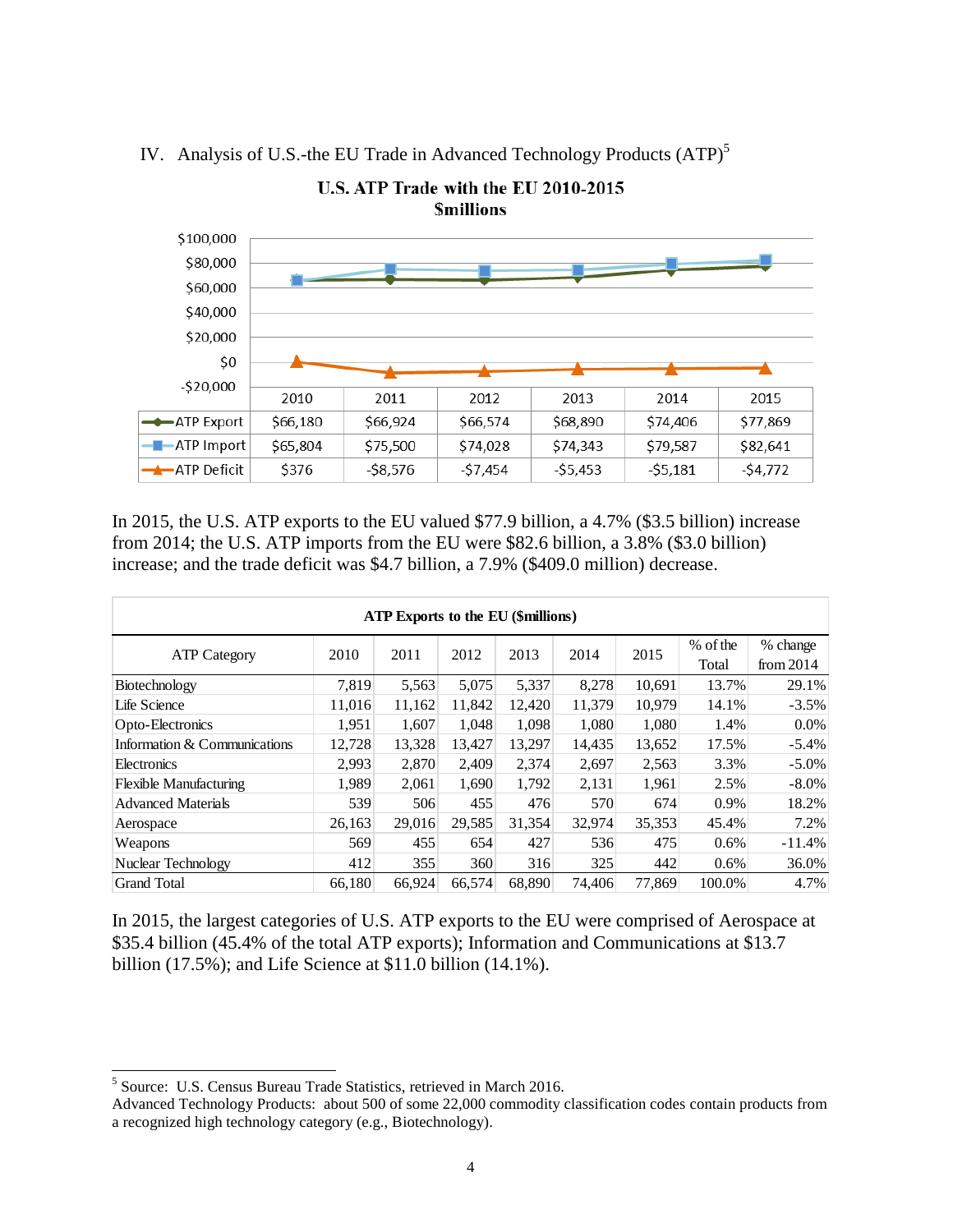## IV. Analysis of U.S.-the EU Trade in Advanced Technology Products (ATP)[5]

**U.S. ATP Trade with the EU 2010-2015**
**$millions**

| | 2010 | 2011 | 2012 | 2013 | 2014 | 2015 |
|---|---|---|---|---|---|---|
| ATP Export | $66,180 | $66,924 | $66,574 | $68,890 | $74,406 | $77,869 |
| ATP Import | $65,804 | $75,500 | $74,028 | $74,343 | $79,587 | $82,641 |
| ATP Deficit | $376 | -$8,576 | -$7,454 | -$5,453 | -$5,181 | -$4,772 |

In 2015, the U.S. ATP exports to the EU valued $77.9 billion, a 4.7% ($3.5 billion) increase from 2014; the U.S. ATP imports from the EU were $82.6 billion, a 3.8% ($3.0 billion) increase; and the trade deficit was $4.7 billion, a 7.9% ($409.0 million) decrease.

**ATP Exports to the EU ($millions)**

| ATP Category | 2010 | 2011 | 2012 | 2013 | 2014 | 2015 | % of the Total | % change from 2014 |
|---|---|---|---|---|---|---|---|---|
| Biotechnology | 7,819 | 5,563 | 5,075 | 5,337 | 8,278 | 10,691 | 13.7% | 29.1% |
| Life Science | 11,016 | 11,162 | 11,842 | 12,420 | 11,379 | 10,979 | 14.1% | -3.5% |
| Opto-Electronics | 1,951 | 1,607 | 1,048 | 1,098 | 1,080 | 1,080 | 1.4% | 0.0% |
| Information & Communications | 12,728 | 13,328 | 13,427 | 13,297 | 14,435 | 13,652 | 17.5% | -5.4% |
| Electronics | 2,993 | 2,870 | 2,409 | 2,374 | 2,697 | 2,563 | 3.3% | -5.0% |
| Flexible Manufacturing | 1,989 | 2,061 | 1,690 | 1,792 | 2,131 | 1,961 | 2.5% | -8.0% |
| Advanced Materials | 539 | 506 | 455 | 476 | 570 | 674 | 0.9% | 18.2% |
| Aerospace | 26,163 | 29,016 | 29,585 | 31,354 | 32,974 | 35,353 | 45.4% | 7.2% |
| Weapons | 569 | 455 | 654 | 427 | 536 | 475 | 0.6% | -11.4% |
| Nuclear Technology | 412 | 355 | 360 | 316 | 325 | 442 | 0.6% | 36.0% |
| Grand Total | 66,180 | 66,924 | 66,574 | 68,890 | 74,406 | 77,869 | 100.0% | 4.7% |

In 2015, the largest categories of U.S. ATP exports to the EU were comprised of Aerospace at $35.4 billion (45.4% of the total ATP exports); Information and Communications at $13.7 billion (17.5%); and Life Science at $11.0 billion (14.1%).

---

[5] Source: U.S. Census Bureau Trade Statistics, retrieved in March 2016.
Advanced Technology Products: about 500 of some 22,000 commodity classification codes contain products from a recognized high technology category (e.g., Biotechnology).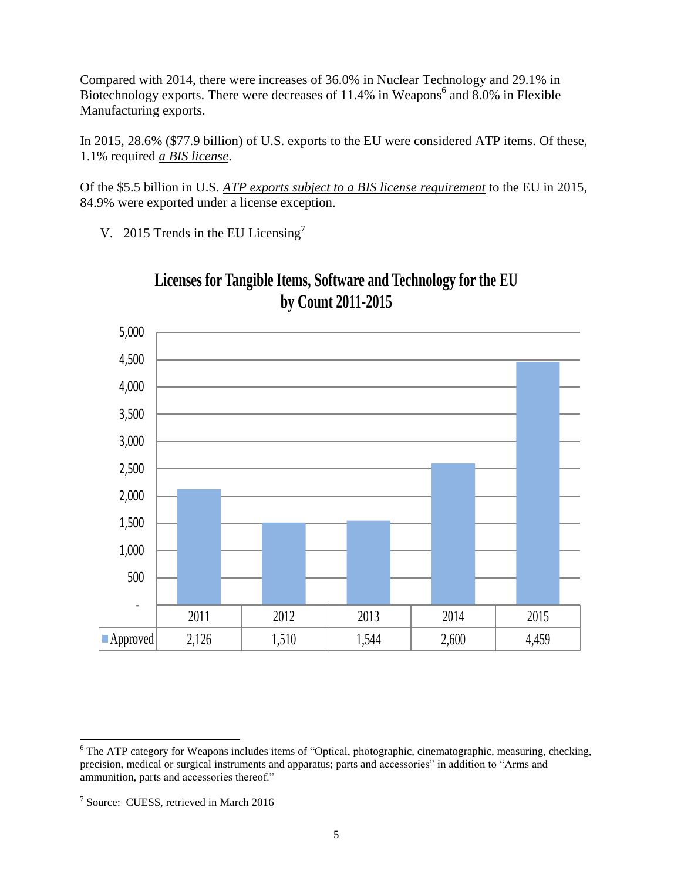Compared with 2014, there were increases of 36.0% in Nuclear Technology and 29.1% in Biotechnology exports. There were decreases of 11.4% in Weapons[6] and 8.0% in Flexible Manufacturing exports.

In 2015, 28.6% ($77.9 billion) of U.S. exports to the EU were considered ATP items. Of these, 1.1% required *a BIS license*.

Of the $5.5 billion in U.S. *ATP exports subject to a BIS license requirement* to the EU in 2015, 84.9% were exported under a license exception.

V. 2015 Trends in the EU Licensing[7]

**Licenses for Tangible Items, Software and Technology for the EU by Count 2011-2015**

| | 2011 | 2012 | 2013 | 2014 | 2015 |
|---|---|---|---|---|---|
| Approved | 2,126 | 1,510 | 1,544 | 2,600 | 4,459 |

[6] The ATP category for Weapons includes items of "Optical, photographic, cinematographic, measuring, checking, precision, medical or surgical instruments and apparatus; parts and accessories" in addition to "Arms and ammunition, parts and accessories thereof."

[7] Source: CUESS, retrieved in March 2016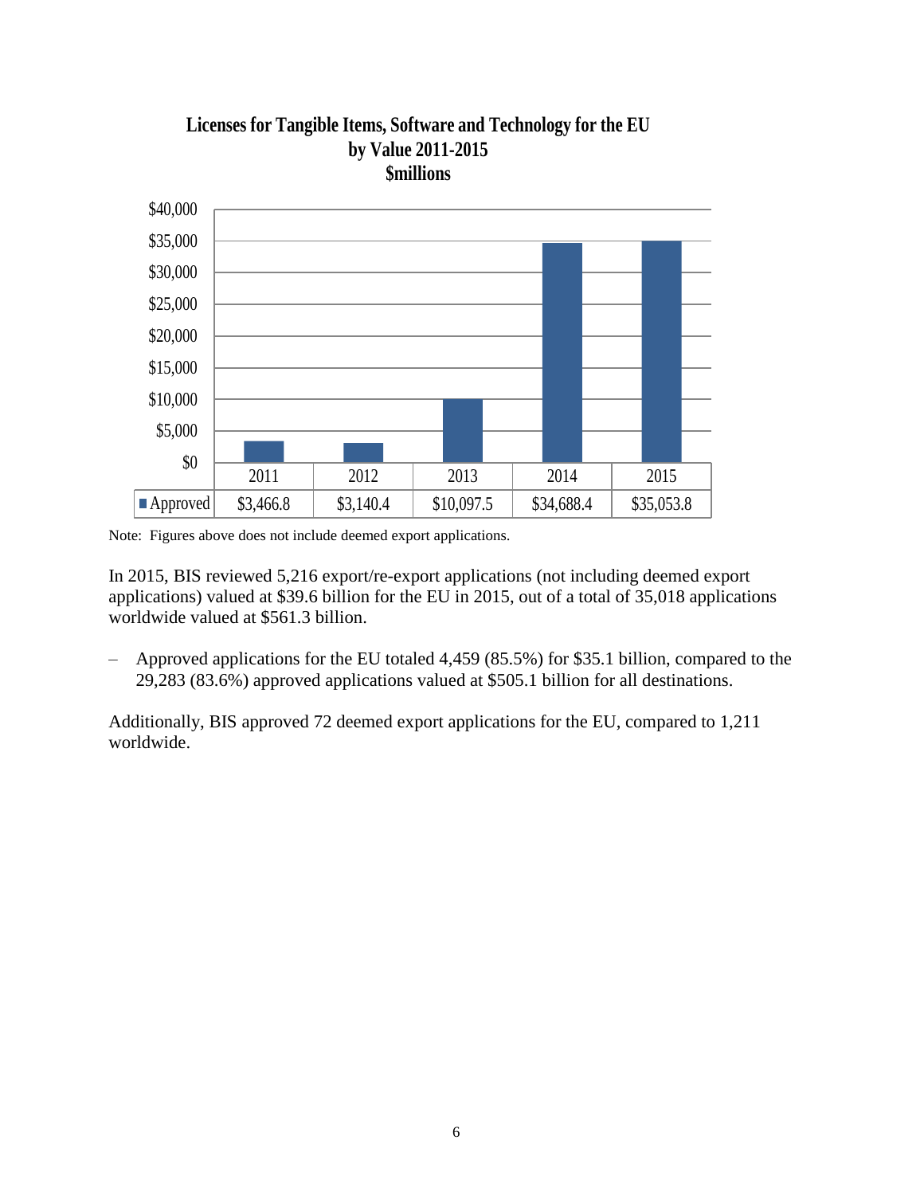**Licenses for Tangible Items, Software and Technology for the EU by Value 2011-2015 $millions**

$40,000
$35,000
$30,000
$25,000
$20,000
$15,000
$10,000
$5,000
$0

2011 2012 2013 2014 2015

Approved $3,466.8 $3,140.4 $10,097.5 $34,688.4 $35,053.8

Note: Figures above does not include deemed export applications.

In 2015, BIS reviewed 5,216 export/re-export applications (not including deemed export applications) valued at $39.6 billion for the EU in 2015, out of a total of 35,018 applications worldwide valued at $561.3 billion.

– Approved applications for the EU totaled 4,459 (85.5%) for $35.1 billion, compared to the 29,283 (83.6%) approved applications valued at $505.1 billion for all destinations.

Additionally, BIS approved 72 deemed export applications for the EU, compared to 1,211 worldwide.